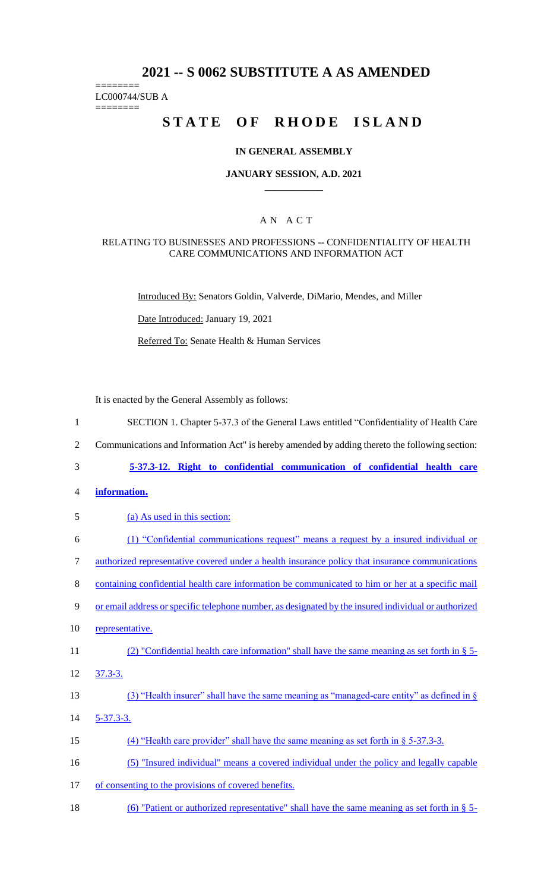# 2021 -- S 0062 SUBSTITUTE A AS AMENDED

========
LC000744/SUB A
========

# STATE OF RHODE ISLAND

## IN GENERAL ASSEMBLY

### JANUARY SESSION, A.D. 2021

## A N A C T

### RELATING TO BUSINESSES AND PROFESSIONS -- CONFIDENTIALITY OF HEALTH CARE COMMUNICATIONS AND INFORMATION ACT

Introduced By: Senators Goldin, Valverde, DiMario, Mendes, and Miller

Date Introduced: January 19, 2021

Referred To: Senate Health & Human Services

It is enacted by the General Assembly as follows:

1 SECTION 1. Chapter 5-37.3 of the General Laws entitled "Confidentiality of Health Care
2 Communications and Information Act" is hereby amended by adding thereto the following section:

3 **5-37.3-12. Right to confidential communication of confidential health care**
4 **information.**

5 (a) As used in this section:

6 (1) "Confidential communications request" means a request by a insured individual or
7 authorized representative covered under a health insurance policy that insurance communications
8 containing confidential health care information be communicated to him or her at a specific mail
9 or email address or specific telephone number, as designated by the insured individual or authorized
10 representative.

11 (2) "Confidential health care information" shall have the same meaning as set forth in § 5-
12 37.3-3.

13 (3) "Health insurer" shall have the same meaning as "managed-care entity" as defined in §
14 5-37.3-3.

15 (4) "Health care provider" shall have the same meaning as set forth in § 5-37.3-3.

16 (5) "Insured individual" means a covered individual under the policy and legally capable
17 of consenting to the provisions of covered benefits.

18 (6) "Patient or authorized representative" shall have the same meaning as set forth in § 5-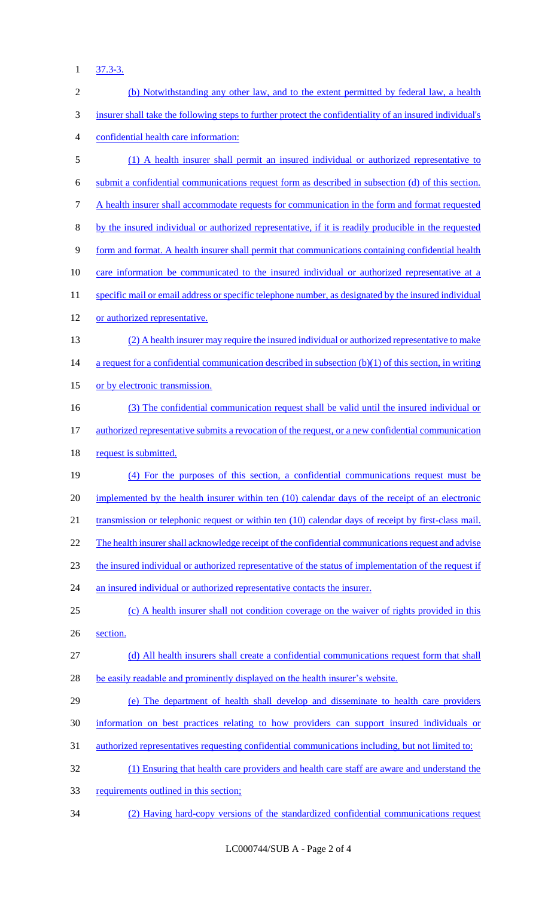37.3-3.

(b) Notwithstanding any other law, and to the extent permitted by federal law, a health insurer shall take the following steps to further protect the confidentiality of an insured individual's confidential health care information:

(1) A health insurer shall permit an insured individual or authorized representative to submit a confidential communications request form as described in subsection (d) of this section. A health insurer shall accommodate requests for communication in the form and format requested by the insured individual or authorized representative, if it is readily producible in the requested form and format. A health insurer shall permit that communications containing confidential health care information be communicated to the insured individual or authorized representative at a specific mail or email address or specific telephone number, as designated by the insured individual or authorized representative.

(2) A health insurer may require the insured individual or authorized representative to make a request for a confidential communication described in subsection (b)(1) of this section, in writing or by electronic transmission.

(3) The confidential communication request shall be valid until the insured individual or authorized representative submits a revocation of the request, or a new confidential communication request is submitted.

(4) For the purposes of this section, a confidential communications request must be implemented by the health insurer within ten (10) calendar days of the receipt of an electronic transmission or telephonic request or within ten (10) calendar days of receipt by first-class mail. The health insurer shall acknowledge receipt of the confidential communications request and advise the insured individual or authorized representative of the status of implementation of the request if an insured individual or authorized representative contacts the insurer.

(c) A health insurer shall not condition coverage on the waiver of rights provided in this section.

(d) All health insurers shall create a confidential communications request form that shall be easily readable and prominently displayed on the health insurer's website.

(e) The department of health shall develop and disseminate to health care providers information on best practices relating to how providers can support insured individuals or authorized representatives requesting confidential communications including, but not limited to:

(1) Ensuring that health care providers and health care staff are aware and understand the requirements outlined in this section;

(2) Having hard-copy versions of the standardized confidential communications request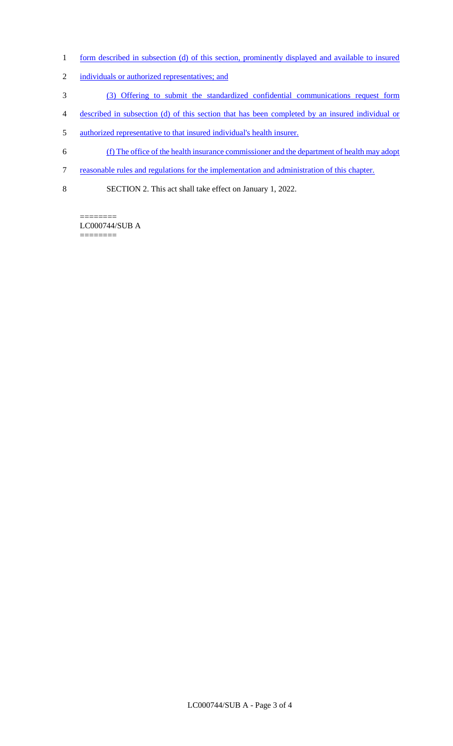form described in subsection (d) of this section, prominently displayed and available to insured individuals or authorized representatives; and

(3) Offering to submit the standardized confidential communications request form described in subsection (d) of this section that has been completed by an insured individual or authorized representative to that insured individual's health insurer.

(f) The office of the health insurance commissioner and the department of health may adopt reasonable rules and regulations for the implementation and administration of this chapter.

SECTION 2. This act shall take effect on January 1, 2022.

========
LC000744/SUB A
========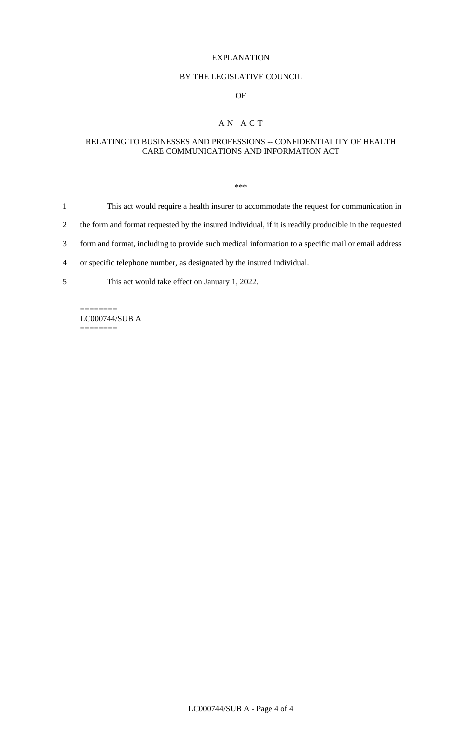EXPLANATION

BY THE LEGISLATIVE COUNCIL

OF

A N  A C T

RELATING TO BUSINESSES AND PROFESSIONS -- CONFIDENTIALITY OF HEALTH CARE COMMUNICATIONS AND INFORMATION ACT

\*\*\*

1 This act would require a health insurer to accommodate the request for communication in
2 the form and format requested by the insured individual, if it is readily producible in the requested
3 form and format, including to provide such medical information to a specific mail or email address
4 or specific telephone number, as designated by the insured individual.
5 This act would take effect on January 1, 2022.

========
LC000744/SUB A
========